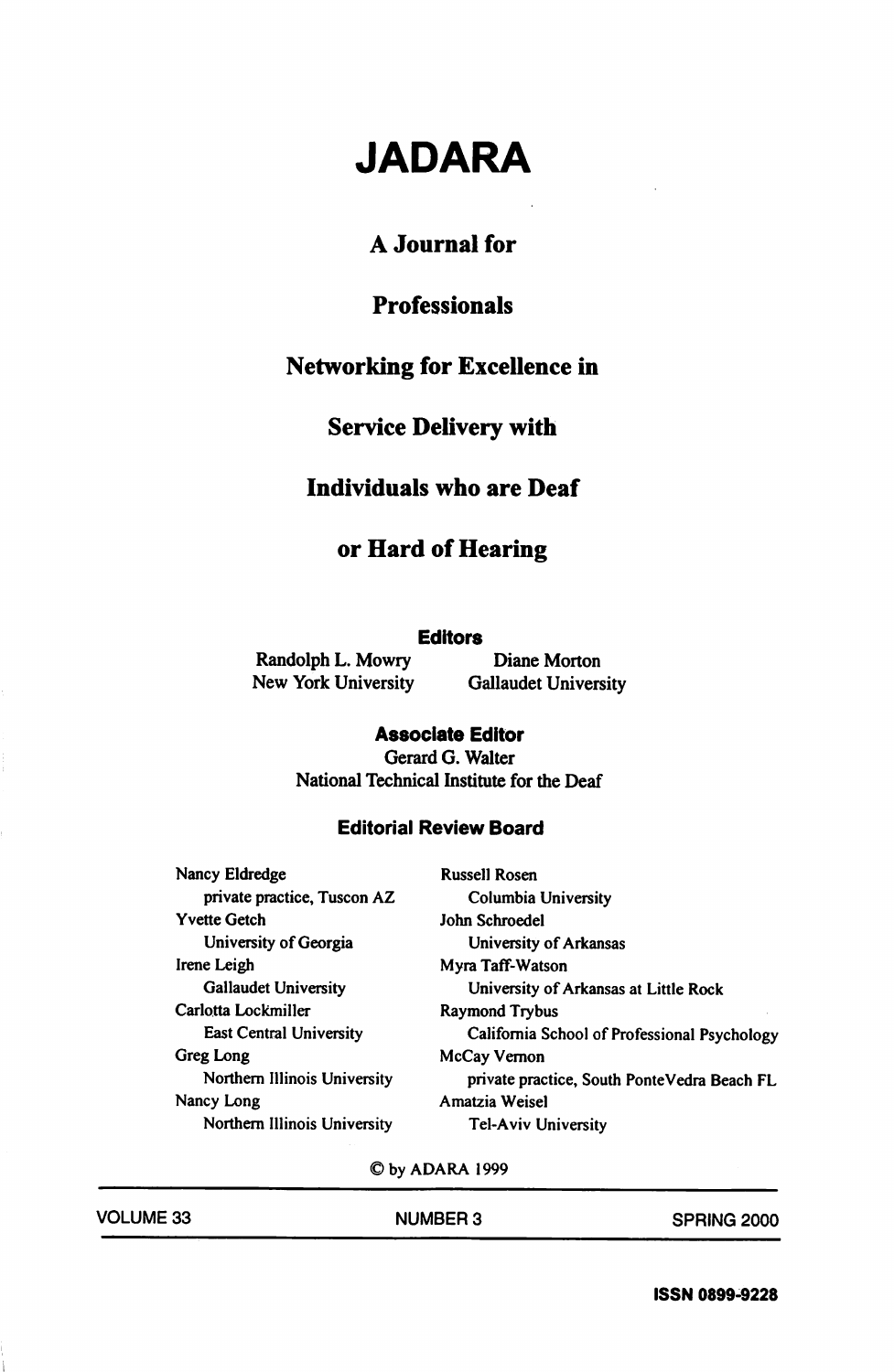# JADARA

## A Journal for Professionals Networking for Excellence in Service Delivery with Individuals who are Deaf or Hard of Hearing

**Editors**

Randolph L. Mowry
New York University

Diane Morton
Gallaudet University

**Associate Editor**

Gerard G. Walter
National Technical Institute for the Deaf

**Editorial Review Board**

Nancy Eldredge
private practice, Tuscon AZ

Yvette Getch
University of Georgia

Irene Leigh
Gallaudet University

Carlotta Lockmiller
East Central University

Greg Long
Northern Illinois University

Nancy Long
Northern Illinois University

Russell Rosen
Columbia University

John Schroedel
University of Arkansas

Myra Taff-Watson
University of Arkansas at Little Rock

Raymond Trybus
California School of Professional Psychology

McCay Vernon
private practice, South PonteVedra Beach FL

Amatzia Weisel
Tel-Aviv University

© by ADARA 1999

VOLUME 33 NUMBER 3 SPRING 2000

ISSN 0899-9228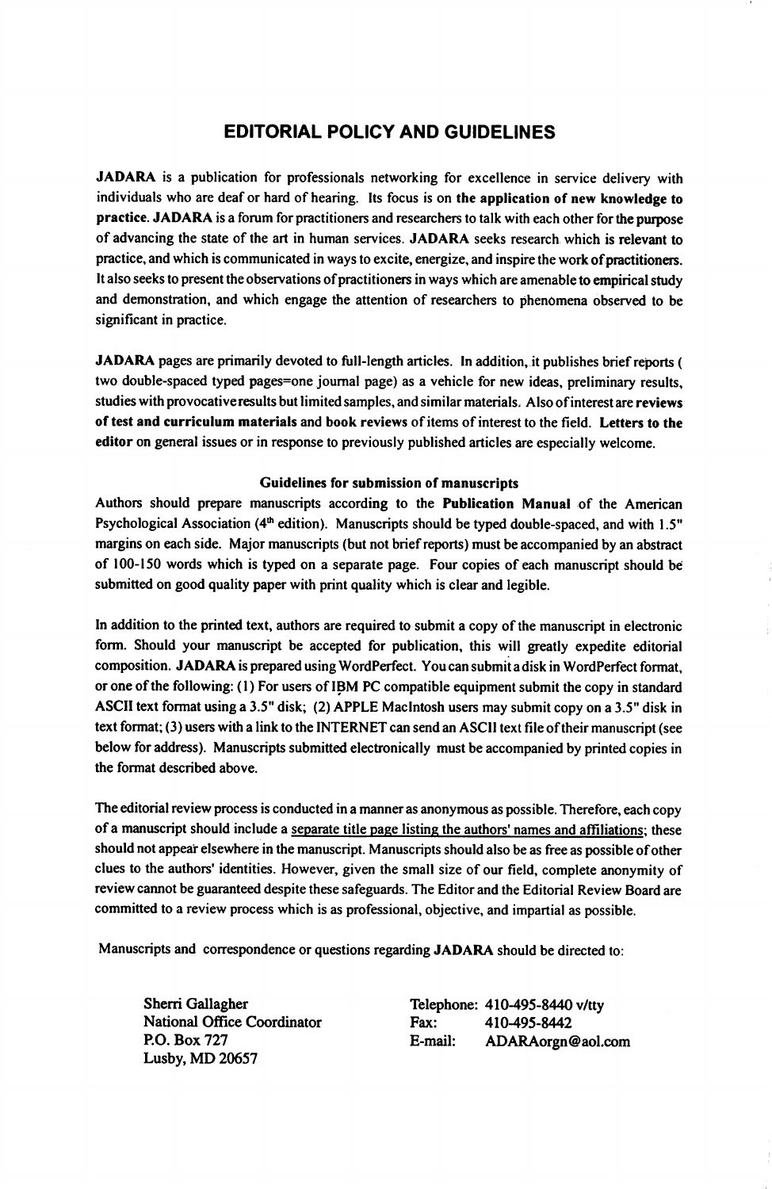## EDITORIAL POLICY AND GUIDELINES

**JADARA** is a publication for professionals networking for excellence in service delivery with individuals who are deaf or hard of hearing. Its focus is on **the application of new knowledge to practice. JADARA** is a forum for practitioners and researchers to talk with each other for the purpose of advancing the state of the art in human services. **JADARA** seeks research which is relevant to practice, and which is communicated in ways to excite, energize, and inspire the work of practitioners. It also seeks to present the observations of practitioners in ways which are amenable to empirical study and demonstration, and which engage the attention of researchers to phenomena observed to be significant in practice.

**JADARA** pages are primarily devoted to full-length articles. In addition, it publishes brief reports ( two double-spaced typed pages=one journal page) as a vehicle for new ideas, preliminary results, studies with provocative results but limited samples, and similar materials. Also of interest are **reviews of test and curriculum materials** and **book reviews** of items of interest to the field. **Letters to the editor** on general issues or in response to previously published articles are especially welcome.

### Guidelines for submission of manuscripts

Authors should prepare manuscripts according to the **Publication Manual** of the American Psychological Association (4th edition). Manuscripts should be typed double-spaced, and with 1.5" margins on each side. Major manuscripts (but not brief reports) must be accompanied by an abstract of 100-150 words which is typed on a separate page. Four copies of each manuscript should be submitted on good quality paper with print quality which is clear and legible.

In addition to the printed text, authors are required to submit a copy of the manuscript in electronic form. Should your manuscript be accepted for publication, this will greatly expedite editorial composition. **JADARA** is prepared using WordPerfect. You can submit a disk in WordPerfect format, or one of the following: (1) For users of IBM PC compatible equipment submit the copy in standard ASCII text format using a 3.5" disk; (2) APPLE MacIntosh users may submit copy on a 3.5" disk in text format; (3) users with a link to the INTERNET can send an ASCII text file of their manuscript (see below for address). Manuscripts submitted electronically must be accompanied by printed copies in the format described above.

The editorial review process is conducted in a manner as anonymous as possible. Therefore, each copy of a manuscript should include a separate title page listing the authors' names and affiliations; these should not appear elsewhere in the manuscript. Manuscripts should also be as free as possible of other clues to the authors' identities. However, given the small size of our field, complete anonymity of review cannot be guaranteed despite these safeguards. The Editor and the Editorial Review Board are committed to a review process which is as professional, objective, and impartial as possible.

Manuscripts and correspondence or questions regarding **JADARA** should be directed to:

Sherri Gallagher
National Office Coordinator
P.O. Box 727
Lusby, MD 20657

Telephone: 410-495-8440 v/tty
Fax: 410-495-8442
E-mail: ADARAorgn@aol.com